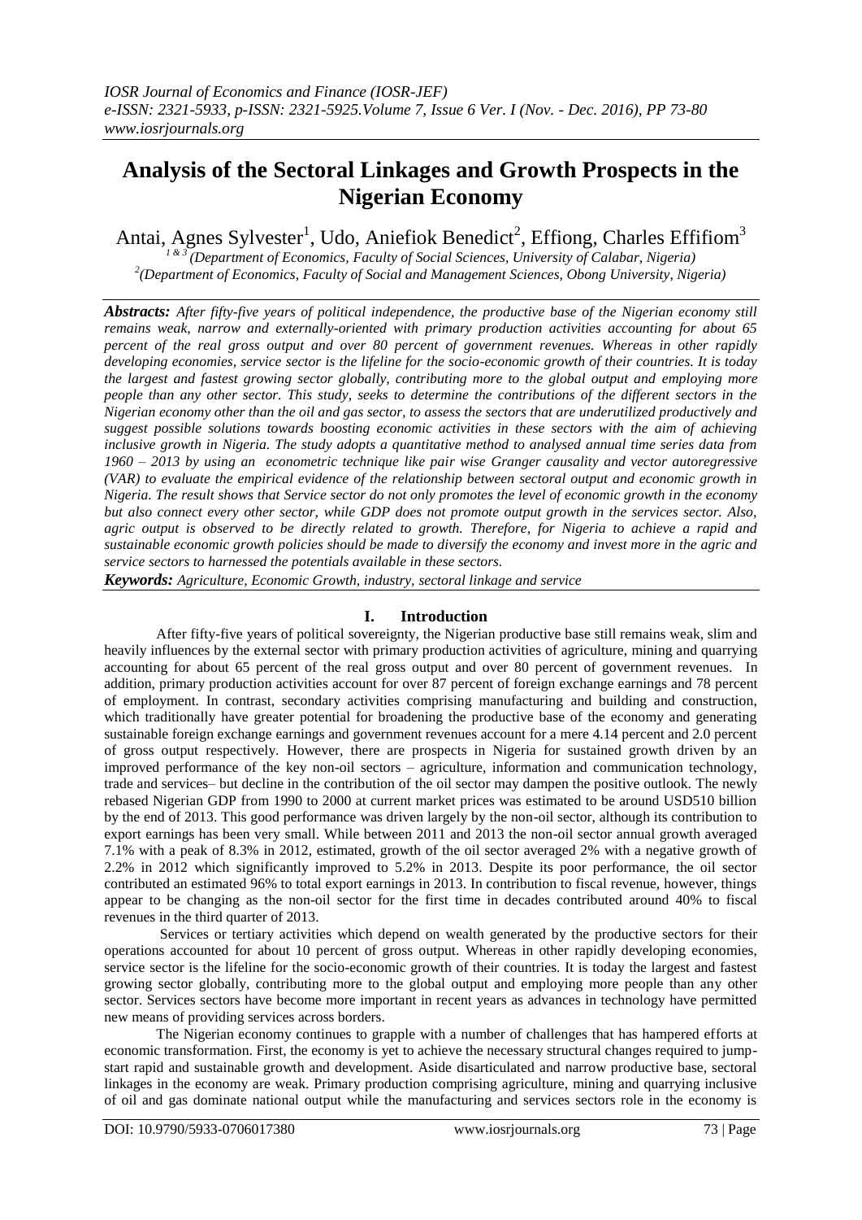# Analysis of the Sectoral Linkages and Growth Prospects in the Nigerian Economy

Antai, Agnes Sylvester[1], Udo, Aniefiok Benedict[2], Effiong, Charles Effifiom[3]

[1 & 3](Department of Economics, Faculty of Social Sciences, University of Calabar, Nigeria)
[2](Department of Economics, Faculty of Social and Management Sciences, Obong University, Nigeria)

***Abstracts:*** *After fifty-five years of political independence, the productive base of the Nigerian economy still remains weak, narrow and externally-oriented with primary production activities accounting for about 65 percent of the real gross output and over 80 percent of government revenues. Whereas in other rapidly developing economies, service sector is the lifeline for the socio-economic growth of their countries. It is today the largest and fastest growing sector globally, contributing more to the global output and employing more people than any other sector. This study, seeks to determine the contributions of the different sectors in the Nigerian economy other than the oil and gas sector, to assess the sectors that are underutilized productively and suggest possible solutions towards boosting economic activities in these sectors with the aim of achieving inclusive growth in Nigeria. The study adopts a quantitative method to analysed annual time series data from 1960 – 2013 by using an econometric technique like pair wise Granger causality and vector autoregressive (VAR) to evaluate the empirical evidence of the relationship between sectoral output and economic growth in Nigeria. The result shows that Service sector do not only promotes the level of economic growth in the economy but also connect every other sector, while GDP does not promote output growth in the services sector. Also, agric output is observed to be directly related to growth. Therefore, for Nigeria to achieve a rapid and sustainable economic growth policies should be made to diversify the economy and invest more in the agric and service sectors to harnessed the potentials available in these sectors.*

***Keywords:*** *Agriculture, Economic Growth, industry, sectoral linkage and service*

## I. Introduction

After fifty-five years of political sovereignty, the Nigerian productive base still remains weak, slim and heavily influences by the external sector with primary production activities of agriculture, mining and quarrying accounting for about 65 percent of the real gross output and over 80 percent of government revenues. In addition, primary production activities account for over 87 percent of foreign exchange earnings and 78 percent of employment. In contrast, secondary activities comprising manufacturing and building and construction, which traditionally have greater potential for broadening the productive base of the economy and generating sustainable foreign exchange earnings and government revenues account for a mere 4.14 percent and 2.0 percent of gross output respectively. However, there are prospects in Nigeria for sustained growth driven by an improved performance of the key non-oil sectors – agriculture, information and communication technology, trade and services– but decline in the contribution of the oil sector may dampen the positive outlook. The newly rebased Nigerian GDP from 1990 to 2000 at current market prices was estimated to be around USD510 billion by the end of 2013. This good performance was driven largely by the non-oil sector, although its contribution to export earnings has been very small. While between 2011 and 2013 the non-oil sector annual growth averaged 7.1% with a peak of 8.3% in 2012, estimated, growth of the oil sector averaged 2% with a negative growth of 2.2% in 2012 which significantly improved to 5.2% in 2013. Despite its poor performance, the oil sector contributed an estimated 96% to total export earnings in 2013. In contribution to fiscal revenue, however, things appear to be changing as the non-oil sector for the first time in decades contributed around 40% to fiscal revenues in the third quarter of 2013.

Services or tertiary activities which depend on wealth generated by the productive sectors for their operations accounted for about 10 percent of gross output. Whereas in other rapidly developing economies, service sector is the lifeline for the socio-economic growth of their countries. It is today the largest and fastest growing sector globally, contributing more to the global output and employing more people than any other sector. Services sectors have become more important in recent years as advances in technology have permitted new means of providing services across borders.

The Nigerian economy continues to grapple with a number of challenges that has hampered efforts at economic transformation. First, the economy is yet to achieve the necessary structural changes required to jump-start rapid and sustainable growth and development. Aside disarticulated and narrow productive base, sectoral linkages in the economy are weak. Primary production comprising agriculture, mining and quarrying inclusive of oil and gas dominate national output while the manufacturing and services sectors role in the economy is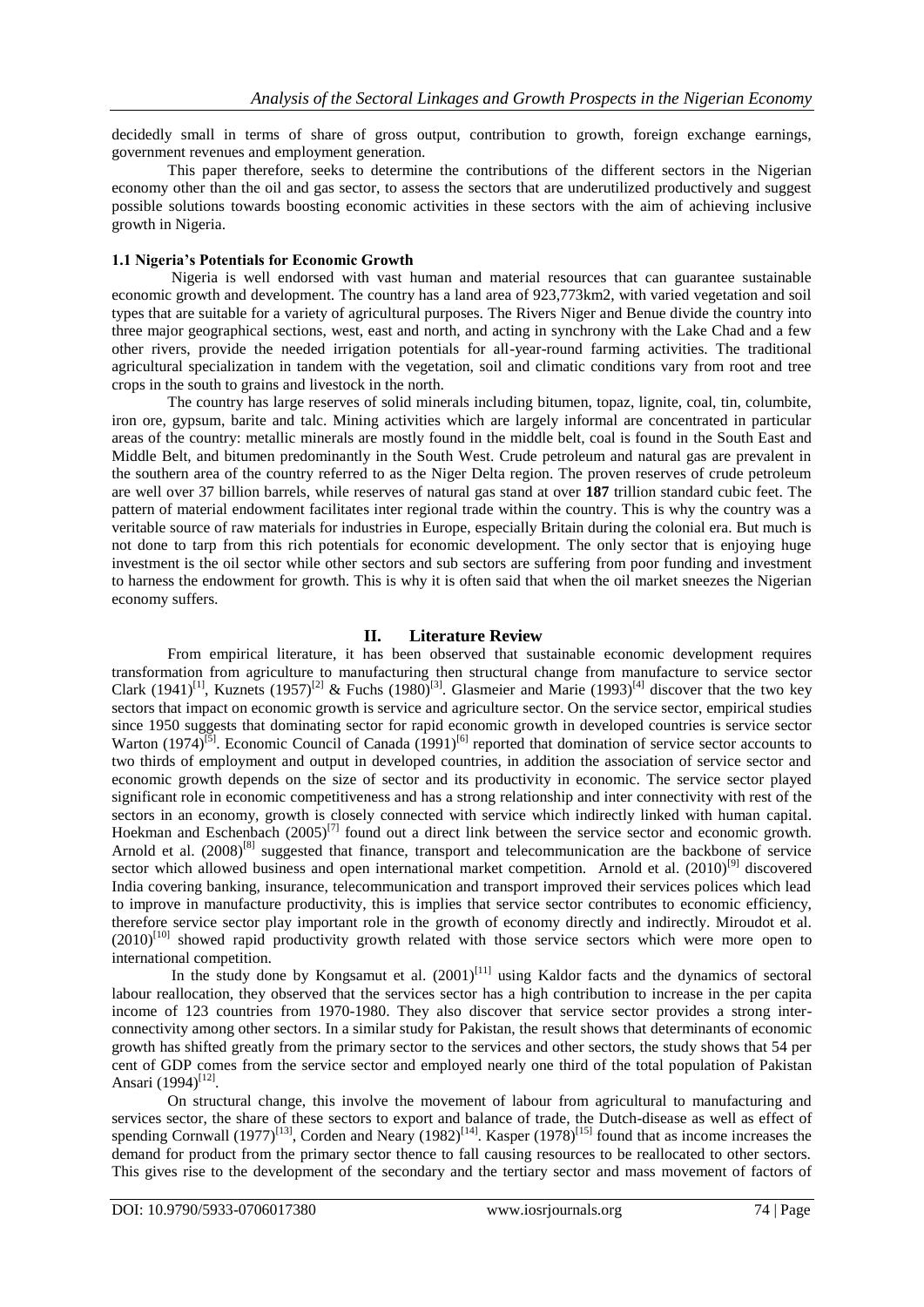decidedly small in terms of share of gross output, contribution to growth, foreign exchange earnings, government revenues and employment generation.

This paper therefore, seeks to determine the contributions of the different sectors in the Nigerian economy other than the oil and gas sector, to assess the sectors that are underutilized productively and suggest possible solutions towards boosting economic activities in these sectors with the aim of achieving inclusive growth in Nigeria.

### 1.1 Nigeria's Potentials for Economic Growth

Nigeria is well endorsed with vast human and material resources that can guarantee sustainable economic growth and development. The country has a land area of 923,773km2, with varied vegetation and soil types that are suitable for a variety of agricultural purposes. The Rivers Niger and Benue divide the country into three major geographical sections, west, east and north, and acting in synchrony with the Lake Chad and a few other rivers, provide the needed irrigation potentials for all-year-round farming activities. The traditional agricultural specialization in tandem with the vegetation, soil and climatic conditions vary from root and tree crops in the south to grains and livestock in the north.

The country has large reserves of solid minerals including bitumen, topaz, lignite, coal, tin, columbite, iron ore, gypsum, barite and talc. Mining activities which are largely informal are concentrated in particular areas of the country: metallic minerals are mostly found in the middle belt, coal is found in the South East and Middle Belt, and bitumen predominantly in the South West. Crude petroleum and natural gas are prevalent in the southern area of the country referred to as the Niger Delta region. The proven reserves of crude petroleum are well over 37 billion barrels, while reserves of natural gas stand at over **187** trillion standard cubic feet. The pattern of material endowment facilitates inter regional trade within the country. This is why the country was a veritable source of raw materials for industries in Europe, especially Britain during the colonial era. But much is not done to tarp from this rich potentials for economic development. The only sector that is enjoying huge investment is the oil sector while other sectors and sub sectors are suffering from poor funding and investment to harness the endowment for growth. This is why it is often said that when the oil market sneezes the Nigerian economy suffers.

## II. Literature Review

From empirical literature, it has been observed that sustainable economic development requires transformation from agriculture to manufacturing then structural change from manufacture to service sector Clark (1941)[1], Kuznets (1957)[2] & Fuchs (1980)[3]. Glasmeier and Marie (1993)[4] discover that the two key sectors that impact on economic growth is service and agriculture sector. On the service sector, empirical studies since 1950 suggests that dominating sector for rapid economic growth in developed countries is service sector Warton (1974)[5]. Economic Council of Canada (1991)[6] reported that domination of service sector accounts to two thirds of employment and output in developed countries, in addition the association of service sector and economic growth depends on the size of sector and its productivity in economic. The service sector played significant role in economic competitiveness and has a strong relationship and inter connectivity with rest of the sectors in an economy, growth is closely connected with service which indirectly linked with human capital. Hoekman and Eschenbach (2005)[7] found out a direct link between the service sector and economic growth. Arnold et al. (2008)[8] suggested that finance, transport and telecommunication are the backbone of service sector which allowed business and open international market competition. Arnold et al. (2010)[9] discovered India covering banking, insurance, telecommunication and transport improved their services polices which lead to improve in manufacture productivity, this is implies that service sector contributes to economic efficiency, therefore service sector play important role in the growth of economy directly and indirectly. Miroudot et al. (2010)[10] showed rapid productivity growth related with those service sectors which were more open to international competition.

In the study done by Kongsamut et al. (2001)[11] using Kaldor facts and the dynamics of sectoral labour reallocation, they observed that the services sector has a high contribution to increase in the per capita income of 123 countries from 1970-1980. They also discover that service sector provides a strong inter-connectivity among other sectors. In a similar study for Pakistan, the result shows that determinants of economic growth has shifted greatly from the primary sector to the services and other sectors, the study shows that 54 per cent of GDP comes from the service sector and employed nearly one third of the total population of Pakistan Ansari (1994)[12].

On structural change, this involve the movement of labour from agricultural to manufacturing and services sector, the share of these sectors to export and balance of trade, the Dutch-disease as well as effect of spending Cornwall (1977)[13], Corden and Neary (1982)[14]. Kasper (1978)[15] found that as income increases the demand for product from the primary sector thence to fall causing resources to be reallocated to other sectors. This gives rise to the development of the secondary and the tertiary sector and mass movement of factors of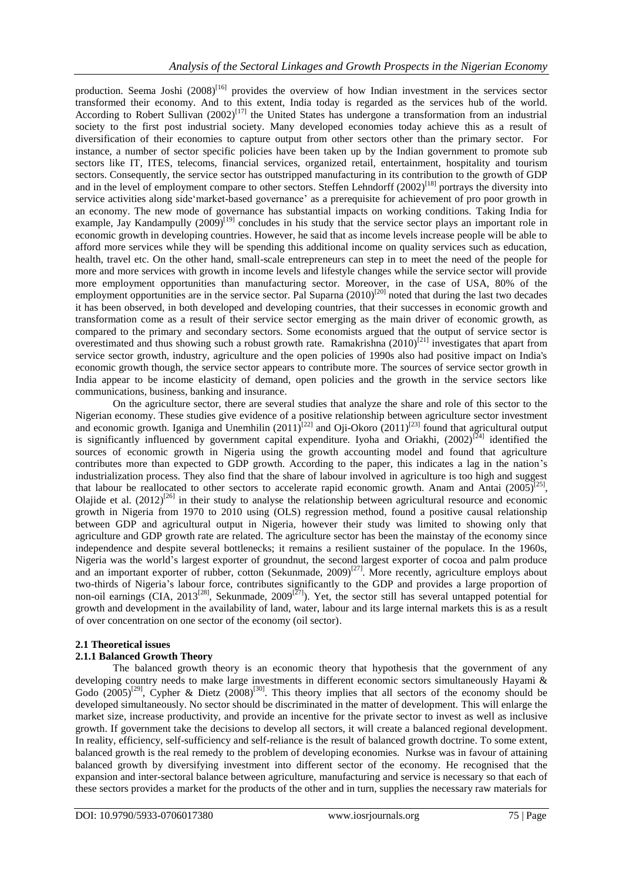production. Seema Joshi (2008)[16] provides the overview of how Indian investment in the services sector transformed their economy. And to this extent, India today is regarded as the services hub of the world. According to Robert Sullivan (2002)[17] the United States has undergone a transformation from an industrial society to the first post industrial society. Many developed economies today achieve this as a result of diversification of their economies to capture output from other sectors other than the primary sector. For instance, a number of sector specific policies have been taken up by the Indian government to promote sub sectors like IT, ITES, telecoms, financial services, organized retail, entertainment, hospitality and tourism sectors. Consequently, the service sector has outstripped manufacturing in its contribution to the growth of GDP and in the level of employment compare to other sectors. Steffen Lehndorff (2002)[18] portrays the diversity into service activities along side'market-based governance' as a prerequisite for achievement of pro poor growth in an economy. The new mode of governance has substantial impacts on working conditions. Taking India for example, Jay Kandampully (2009)[19] concludes in his study that the service sector plays an important role in economic growth in developing countries. However, he said that as income levels increase people will be able to afford more services while they will be spending this additional income on quality services such as education, health, travel etc. On the other hand, small-scale entrepreneurs can step in to meet the need of the people for more and more services with growth in income levels and lifestyle changes while the service sector will provide more employment opportunities than manufacturing sector. Moreover, in the case of USA, 80% of the employment opportunities are in the service sector. Pal Suparna (2010)[20] noted that during the last two decades it has been observed, in both developed and developing countries, that their successes in economic growth and transformation come as a result of their service sector emerging as the main driver of economic growth, as compared to the primary and secondary sectors. Some economists argued that the output of service sector is overestimated and thus showing such a robust growth rate. Ramakrishna (2010)[21] investigates that apart from service sector growth, industry, agriculture and the open policies of 1990s also had positive impact on India's economic growth though, the service sector appears to contribute more. The sources of service sector growth in India appear to be income elasticity of demand, open policies and the growth in the service sectors like communications, business, banking and insurance.

On the agriculture sector, there are several studies that analyze the share and role of this sector to the Nigerian economy. These studies give evidence of a positive relationship between agriculture sector investment and economic growth. Iganiga and Unemhilin (2011)[22] and Oji-Okoro (2011)[23] found that agricultural output is significantly influenced by government capital expenditure. Iyoha and Oriakhi, (2002)[24] identified the sources of economic growth in Nigeria using the growth accounting model and found that agriculture contributes more than expected to GDP growth. According to the paper, this indicates a lag in the nation's industrialization process. They also find that the share of labour involved in agriculture is too high and suggest that labour be reallocated to other sectors to accelerate rapid economic growth. Anam and Antai (2005)[25], Olajide et al. (2012)[26] in their study to analyse the relationship between agricultural resource and economic growth in Nigeria from 1970 to 2010 using (OLS) regression method, found a positive causal relationship between GDP and agricultural output in Nigeria, however their study was limited to showing only that agriculture and GDP growth rate are related. The agriculture sector has been the mainstay of the economy since independence and despite several bottlenecks; it remains a resilient sustainer of the populace. In the 1960s, Nigeria was the world's largest exporter of groundnut, the second largest exporter of cocoa and palm produce and an important exporter of rubber, cotton (Sekunmade, 2009)[27]. More recently, agriculture employs about two-thirds of Nigeria's labour force, contributes significantly to the GDP and provides a large proportion of non-oil earnings (CIA, 2013[28], Sekunmade, 2009[27]). Yet, the sector still has several untapped potential for growth and development in the availability of land, water, labour and its large internal markets this is as a result of over concentration on one sector of the economy (oil sector).

### 2.1 Theoretical issues

#### 2.1.1 Balanced Growth Theory

The balanced growth theory is an economic theory that hypothesis that the government of any developing country needs to make large investments in different economic sectors simultaneously Hayami & Godo (2005)[29], Cypher & Dietz (2008)[30]. This theory implies that all sectors of the economy should be developed simultaneously. No sector should be discriminated in the matter of development. This will enlarge the market size, increase productivity, and provide an incentive for the private sector to invest as well as inclusive growth. If government take the decisions to develop all sectors, it will create a balanced regional development. In reality, efficiency, self-sufficiency and self-reliance is the result of balanced growth doctrine. To some extent, balanced growth is the real remedy to the problem of developing economies. Nurkse was in favour of attaining balanced growth by diversifying investment into different sector of the economy. He recognised that the expansion and inter-sectoral balance between agriculture, manufacturing and service is necessary so that each of these sectors provides a market for the products of the other and in turn, supplies the necessary raw materials for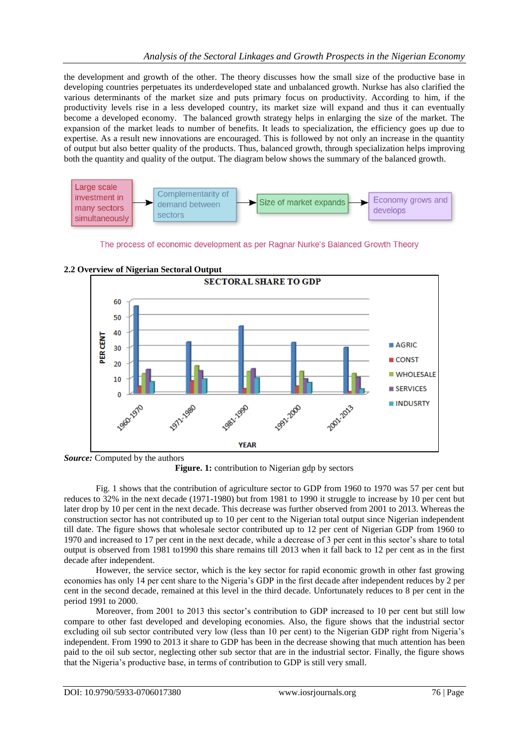the development and growth of the other. The theory discusses how the small size of the productive base in developing countries perpetuates its underdeveloped state and unbalanced growth. Nurkse has also clarified the various determinants of the market size and puts primary focus on productivity. According to him, if the productivity levels rise in a less developed country, its market size will expand and thus it can eventually become a developed economy. The balanced growth strategy helps in enlarging the size of the market. The expansion of the market leads to number of benefits. It leads to specialization, the efficiency goes up due to expertise. As a result new innovations are encouraged. This is followed by not only an increase in the quantity of output but also better quality of the products. Thus, balanced growth, through specialization helps improving both the quantity and quality of the output. The diagram below shows the summary of the balanced growth.

Large scale investment in many sectors simultaneously → Complementarity of demand between sectors → Size of market expands → Economy grows and develops

The process of economic development as per Ragnar Nurke's Balanced Growth Theory

### 2.2 Overview of Nigerian Sectoral Output

**SECTORAL SHARE TO GDP**

*Source:* Computed by the authors

**Figure. 1:** contribution to Nigerian gdp by sectors

Fig. 1 shows that the contribution of agriculture sector to GDP from 1960 to 1970 was 57 per cent but reduces to 32% in the next decade (1971-1980) but from 1981 to 1990 it struggle to increase by 10 per cent but later drop by 10 per cent in the next decade. This decrease was further observed from 2001 to 2013. Whereas the construction sector has not contributed up to 10 per cent to the Nigerian total output since Nigerian independent till date. The figure shows that wholesale sector contributed up to 12 per cent of Nigerian GDP from 1960 to 1970 and increased to 17 per cent in the next decade, while a decrease of 3 per cent in this sector's share to total output is observed from 1981 to1990 this share remains till 2013 when it fall back to 12 per cent as in the first decade after independent.

However, the service sector, which is the key sector for rapid economic growth in other fast growing economies has only 14 per cent share to the Nigeria's GDP in the first decade after independent reduces by 2 per cent in the second decade, remained at this level in the third decade. Unfortunately reduces to 8 per cent in the period 1991 to 2000.

Moreover, from 2001 to 2013 this sector's contribution to GDP increased to 10 per cent but still low compare to other fast developed and developing economies. Also, the figure shows that the industrial sector excluding oil sub sector contributed very low (less than 10 per cent) to the Nigerian GDP right from Nigeria's independent. From 1990 to 2013 it share to GDP has been in the decrease showing that much attention has been paid to the oil sub sector, neglecting other sub sector that are in the industrial sector. Finally, the figure shows that the Nigeria's productive base, in terms of contribution to GDP is still very small.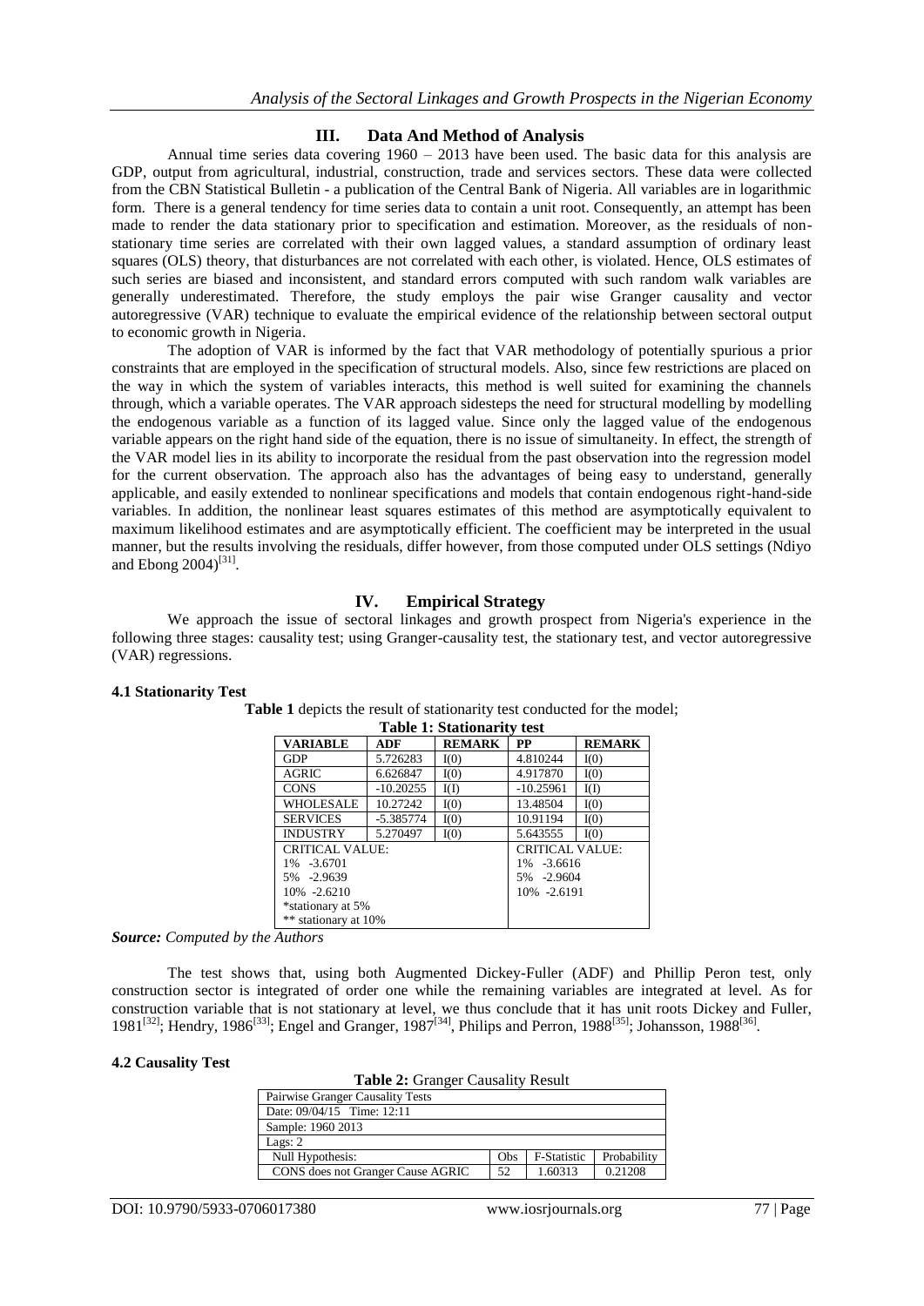## III. Data And Method of Analysis

Annual time series data covering 1960 – 2013 have been used. The basic data for this analysis are GDP, output from agricultural, industrial, construction, trade and services sectors. These data were collected from the CBN Statistical Bulletin - a publication of the Central Bank of Nigeria. All variables are in logarithmic form. There is a general tendency for time series data to contain a unit root. Consequently, an attempt has been made to render the data stationary prior to specification and estimation. Moreover, as the residuals of non-stationary time series are correlated with their own lagged values, a standard assumption of ordinary least squares (OLS) theory, that disturbances are not correlated with each other, is violated. Hence, OLS estimates of such series are biased and inconsistent, and standard errors computed with such random walk variables are generally underestimated. Therefore, the study employs the pair wise Granger causality and vector autoregressive (VAR) technique to evaluate the empirical evidence of the relationship between sectoral output to economic growth in Nigeria.

The adoption of VAR is informed by the fact that VAR methodology of potentially spurious a prior constraints that are employed in the specification of structural models. Also, since few restrictions are placed on the way in which the system of variables interacts, this method is well suited for examining the channels through, which a variable operates. The VAR approach sidesteps the need for structural modelling by modelling the endogenous variable as a function of its lagged value. Since only the lagged value of the endogenous variable appears on the right hand side of the equation, there is no issue of simultaneity. In effect, the strength of the VAR model lies in its ability to incorporate the residual from the past observation into the regression model for the current observation. The approach also has the advantages of being easy to understand, generally applicable, and easily extended to nonlinear specifications and models that contain endogenous right-hand-side variables. In addition, the nonlinear least squares estimates of this method are asymptotically equivalent to maximum likelihood estimates and are asymptotically efficient. The coefficient may be interpreted in the usual manner, but the results involving the residuals, differ however, from those computed under OLS settings (Ndiyo and Ebong 2004)[31].

## IV. Empirical Strategy

We approach the issue of sectoral linkages and growth prospect from Nigeria's experience in the following three stages: causality test; using Granger-causality test, the stationary test, and vector autoregressive (VAR) regressions.

### 4.1 Stationarity Test

**Table 1** depicts the result of stationarity test conducted for the model;

**Table 1: Stationarity test**

| VARIABLE | ADF | REMARK | PP | REMARK |
|---|---|---|---|---|
| GDP | 5.726283 | I(0) | 4.810244 | I(0) |
| AGRIC | 6.626847 | I(0) | 4.917870 | I(0) |
| CONS | -10.20255 | I(I) | -10.25961 | I(I) |
| WHOLESALE | 10.27242 | I(0) | 13.48504 | I(0) |
| SERVICES | -5.385774 | I(0) | 10.91194 | I(0) |
| INDUSTRY | 5.270497 | I(0) | 5.643555 | I(0) |
| CRITICAL VALUE:<br>1% -3.6701<br>5% -2.9639<br>10% -2.6210<br>*stationary at 5%<br>** stationary at 10% | | | CRITICAL VALUE:<br>1% -3.6616<br>5% -2.9604<br>10% -2.6191 | |

***Source:** Computed by the Authors*

The test shows that, using both Augmented Dickey-Fuller (ADF) and Phillip Peron test, only construction sector is integrated of order one while the remaining variables are integrated at level. As for construction variable that is not stationary at level, we thus conclude that it has unit roots Dickey and Fuller, 1981[32]; Hendry, 1986[33]; Engel and Granger, 1987[34], Philips and Perron, 1988[35]; Johansson, 1988[36].

### 4.2 Causality Test

**Table 2:** Granger Causality Result

| Pairwise Granger Causality Tests | | | |
|---|---|---|---|
| Date: 09/04/15 Time: 12:11 | | | |
| Sample: 1960 2013 | | | |
| Lags: 2 | | | |
| Null Hypothesis: | Obs | F-Statistic | Probability |
| CONS does not Granger Cause AGRIC | 52 | 1.60313 | 0.21208 |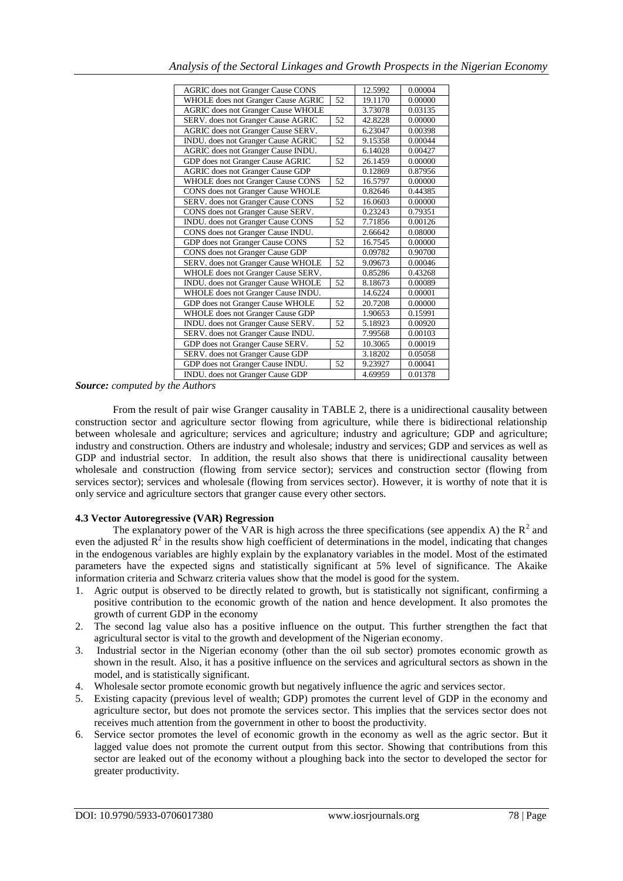| AGRIC does not Granger Cause CONS | | 12.5992 | 0.00004 |
|---|---|---|---|
| WHOLE does not Granger Cause AGRIC | 52 | 19.1170 | 0.00000 |
| AGRIC does not Granger Cause WHOLE | | 3.73078 | 0.03135 |
| SERV. does not Granger Cause AGRIC | 52 | 42.8228 | 0.00000 |
| AGRIC does not Granger Cause SERV. | | 6.23047 | 0.00398 |
| INDU. does not Granger Cause AGRIC | 52 | 9.15358 | 0.00044 |
| AGRIC does not Granger Cause INDU. | | 6.14028 | 0.00427 |
| GDP does not Granger Cause AGRIC | 52 | 26.1459 | 0.00000 |
| AGRIC does not Granger Cause GDP | | 0.12869 | 0.87956 |
| WHOLE does not Granger Cause CONS | 52 | 16.5797 | 0.00000 |
| CONS does not Granger Cause WHOLE | | 0.82646 | 0.44385 |
| SERV. does not Granger Cause CONS | 52 | 16.0603 | 0.00000 |
| CONS does not Granger Cause SERV. | | 0.23243 | 0.79351 |
| INDU. does not Granger Cause CONS | 52 | 7.71856 | 0.00126 |
| CONS does not Granger Cause INDU. | | 2.66642 | 0.08000 |
| GDP does not Granger Cause CONS | 52 | 16.7545 | 0.00000 |
| CONS does not Granger Cause GDP | | 0.09782 | 0.90700 |
| SERV. does not Granger Cause WHOLE | 52 | 9.09673 | 0.00046 |
| WHOLE does not Granger Cause SERV. | | 0.85286 | 0.43268 |
| INDU. does not Granger Cause WHOLE | 52 | 8.18673 | 0.00089 |
| WHOLE does not Granger Cause INDU. | | 14.6224 | 0.00001 |
| GDP does not Granger Cause WHOLE | 52 | 20.7208 | 0.00000 |
| WHOLE does not Granger Cause GDP | | 1.90653 | 0.15991 |
| INDU. does not Granger Cause SERV. | 52 | 5.18923 | 0.00920 |
| SERV. does not Granger Cause INDU. | | 7.99568 | 0.00103 |
| GDP does not Granger Cause SERV. | 52 | 10.3065 | 0.00019 |
| SERV. does not Granger Cause GDP | | 3.18202 | 0.05058 |
| GDP does not Granger Cause INDU. | 52 | 9.23927 | 0.00041 |
| INDU. does not Granger Cause GDP | | 4.69959 | 0.01378 |

***Source:*** *computed by the Authors*

From the result of pair wise Granger causality in TABLE 2, there is a unidirectional causality between construction sector and agriculture sector flowing from agriculture, while there is bidirectional relationship between wholesale and agriculture; services and agriculture; industry and agriculture; GDP and agriculture; industry and construction. Others are industry and wholesale; industry and services; GDP and services as well as GDP and industrial sector. In addition, the result also shows that there is unidirectional causality between wholesale and construction (flowing from service sector); services and construction sector (flowing from services sector); services and wholesale (flowing from services sector). However, it is worthy of note that it is only service and agriculture sectors that granger cause every other sectors.

**4.3 Vector Autoregressive (VAR) Regression**

The explanatory power of the VAR is high across the three specifications (see appendix A) the $R^2$ and even the adjusted $R^2$ in the results show high coefficient of determinations in the model, indicating that changes in the endogenous variables are highly explain by the explanatory variables in the model. Most of the estimated parameters have the expected signs and statistically significant at 5% level of significance. The Akaike information criteria and Schwarz criteria values show that the model is good for the system.

1. Agric output is observed to be directly related to growth, but is statistically not significant, confirming a positive contribution to the economic growth of the nation and hence development. It also promotes the growth of current GDP in the economy
2. The second lag value also has a positive influence on the output. This further strengthen the fact that agricultural sector is vital to the growth and development of the Nigerian economy.
3. Industrial sector in the Nigerian economy (other than the oil sub sector) promotes economic growth as shown in the result. Also, it has a positive influence on the services and agricultural sectors as shown in the model, and is statistically significant.
4. Wholesale sector promote economic growth but negatively influence the agric and services sector.
5. Existing capacity (previous level of wealth; GDP) promotes the current level of GDP in the economy and agriculture sector, but does not promote the services sector. This implies that the services sector does not receives much attention from the government in other to boost the productivity.
6. Service sector promotes the level of economic growth in the economy as well as the agric sector. But it lagged value does not promote the current output from this sector. Showing that contributions from this sector are leaked out of the economy without a ploughing back into the sector to developed the sector for greater productivity.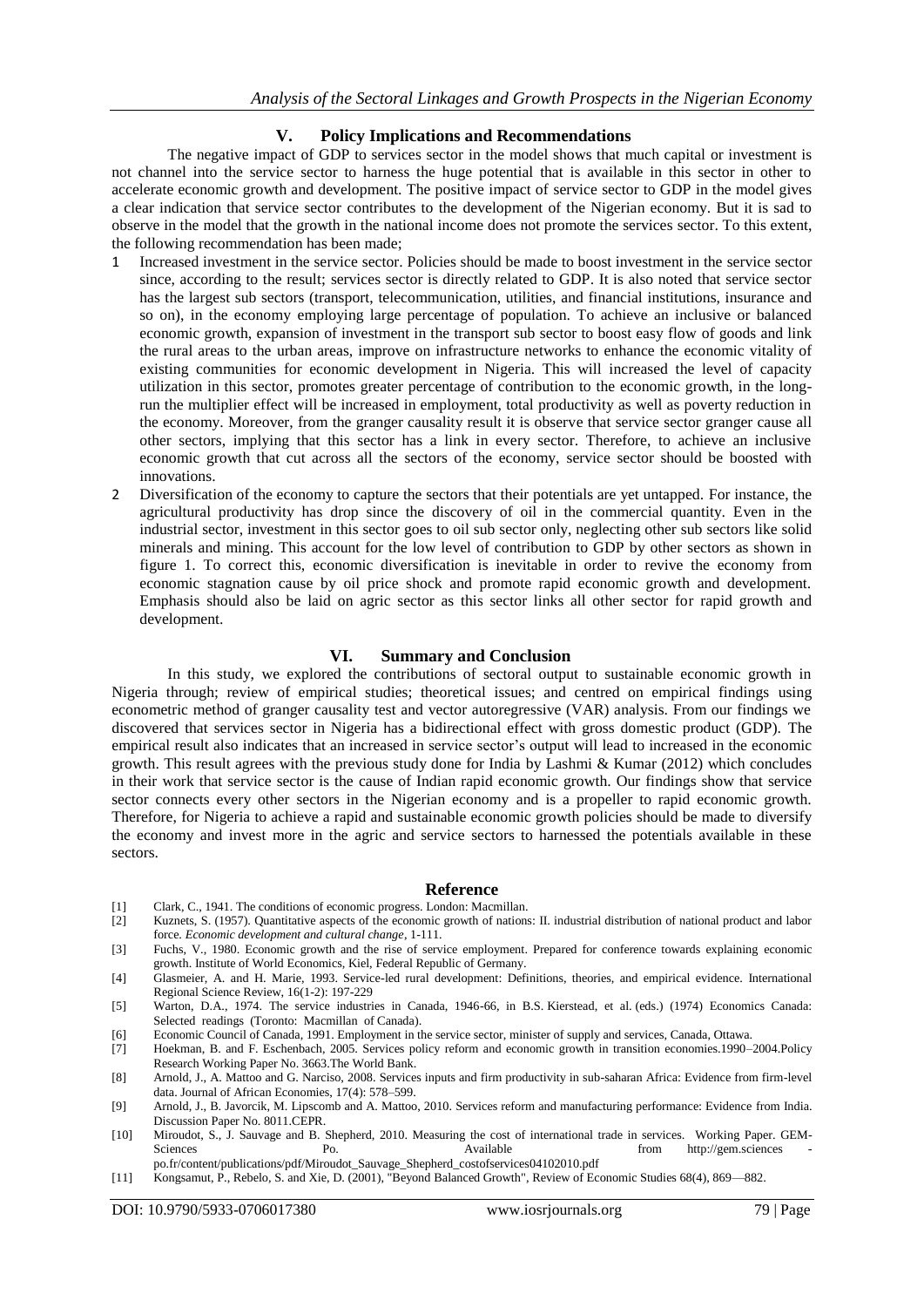## V. Policy Implications and Recommendations

The negative impact of GDP to services sector in the model shows that much capital or investment is not channel into the service sector to harness the huge potential that is available in this sector in other to accelerate economic growth and development. The positive impact of service sector to GDP in the model gives a clear indication that service sector contributes to the development of the Nigerian economy. But it is sad to observe in the model that the growth in the national income does not promote the services sector. To this extent, the following recommendation has been made;

1. Increased investment in the service sector. Policies should be made to boost investment in the service sector since, according to the result; services sector is directly related to GDP. It is also noted that service sector has the largest sub sectors (transport, telecommunication, utilities, and financial institutions, insurance and so on), in the economy employing large percentage of population. To achieve an inclusive or balanced economic growth, expansion of investment in the transport sub sector to boost easy flow of goods and link the rural areas to the urban areas, improve on infrastructure networks to enhance the economic vitality of existing communities for economic development in Nigeria. This will increased the level of capacity utilization in this sector, promotes greater percentage of contribution to the economic growth, in the long-run the multiplier effect will be increased in employment, total productivity as well as poverty reduction in the economy. Moreover, from the granger causality result it is observe that service sector granger cause all other sectors, implying that this sector has a link in every sector. Therefore, to achieve an inclusive economic growth that cut across all the sectors of the economy, service sector should be boosted with innovations.
2. Diversification of the economy to capture the sectors that their potentials are yet untapped. For instance, the agricultural productivity has drop since the discovery of oil in the commercial quantity. Even in the industrial sector, investment in this sector goes to oil sub sector only, neglecting other sub sectors like solid minerals and mining. This account for the low level of contribution to GDP by other sectors as shown in figure 1. To correct this, economic diversification is inevitable in order to revive the economy from economic stagnation cause by oil price shock and promote rapid economic growth and development. Emphasis should also be laid on agric sector as this sector links all other sector for rapid growth and development.

## VI. Summary and Conclusion

In this study, we explored the contributions of sectoral output to sustainable economic growth in Nigeria through; review of empirical studies; theoretical issues; and centred on empirical findings using econometric method of granger causality test and vector autoregressive (VAR) analysis. From our findings we discovered that services sector in Nigeria has a bidirectional effect with gross domestic product (GDP). The empirical result also indicates that an increased in service sector's output will lead to increased in the economic growth. This result agrees with the previous study done for India by Lashmi & Kumar (2012) which concludes in their work that service sector is the cause of Indian rapid economic growth. Our findings show that service sector connects every other sectors in the Nigerian economy and is a propeller to rapid economic growth. Therefore, for Nigeria to achieve a rapid and sustainable economic growth policies should be made to diversify the economy and invest more in the agric and service sectors to harnessed the potentials available in these sectors.

## Reference

[1] Clark, C., 1941. The conditions of economic progress. London: Macmillan.

[2] Kuznets, S. (1957). Quantitative aspects of the economic growth of nations: II. industrial distribution of national product and labor force. *Economic development and cultural change*, 1-111.

[3] Fuchs, V., 1980. Economic growth and the rise of service employment. Prepared for conference towards explaining economic growth. Institute of World Economics, Kiel, Federal Republic of Germany.

[4] Glasmeier, A. and H. Marie, 1993. Service-led rural development: Definitions, theories, and empirical evidence. International Regional Science Review, 16(1-2): 197-229

[5] Warton, D.A., 1974. The service industries in Canada, 1946-66, in B.S. Kierstead, et al. (eds.) (1974) Economics Canada: Selected readings (Toronto: Macmillan of Canada).

[6] Economic Council of Canada, 1991. Employment in the service sector, minister of supply and services, Canada, Ottawa.

[7] Hoekman, B. and F. Eschenbach, 2005. Services policy reform and economic growth in transition economies.1990–2004.Policy Research Working Paper No. 3663.The World Bank.

[8] Arnold, J., A. Mattoo and G. Narciso, 2008. Services inputs and firm productivity in sub-saharan Africa: Evidence from firm-level data. Journal of African Economies, 17(4): 578–599.

[9] Arnold, J., B. Javorcik, M. Lipscomb and A. Mattoo, 2010. Services reform and manufacturing performance: Evidence from India. Discussion Paper No. 8011.CEPR.

[10] Miroudot, S., J. Sauvage and B. Shepherd, 2010. Measuring the cost of international trade in services. Working Paper. GEM-Sciences Po. Available from http://gem.sciences-po.fr/content/publications/pdf/Miroudot_Sauvage_Shepherd_costofservices04102010.pdf

[11] Kongsamut, P., Rebelo, S. and Xie, D. (2001), "Beyond Balanced Growth", Review of Economic Studies 68(4), 869—882.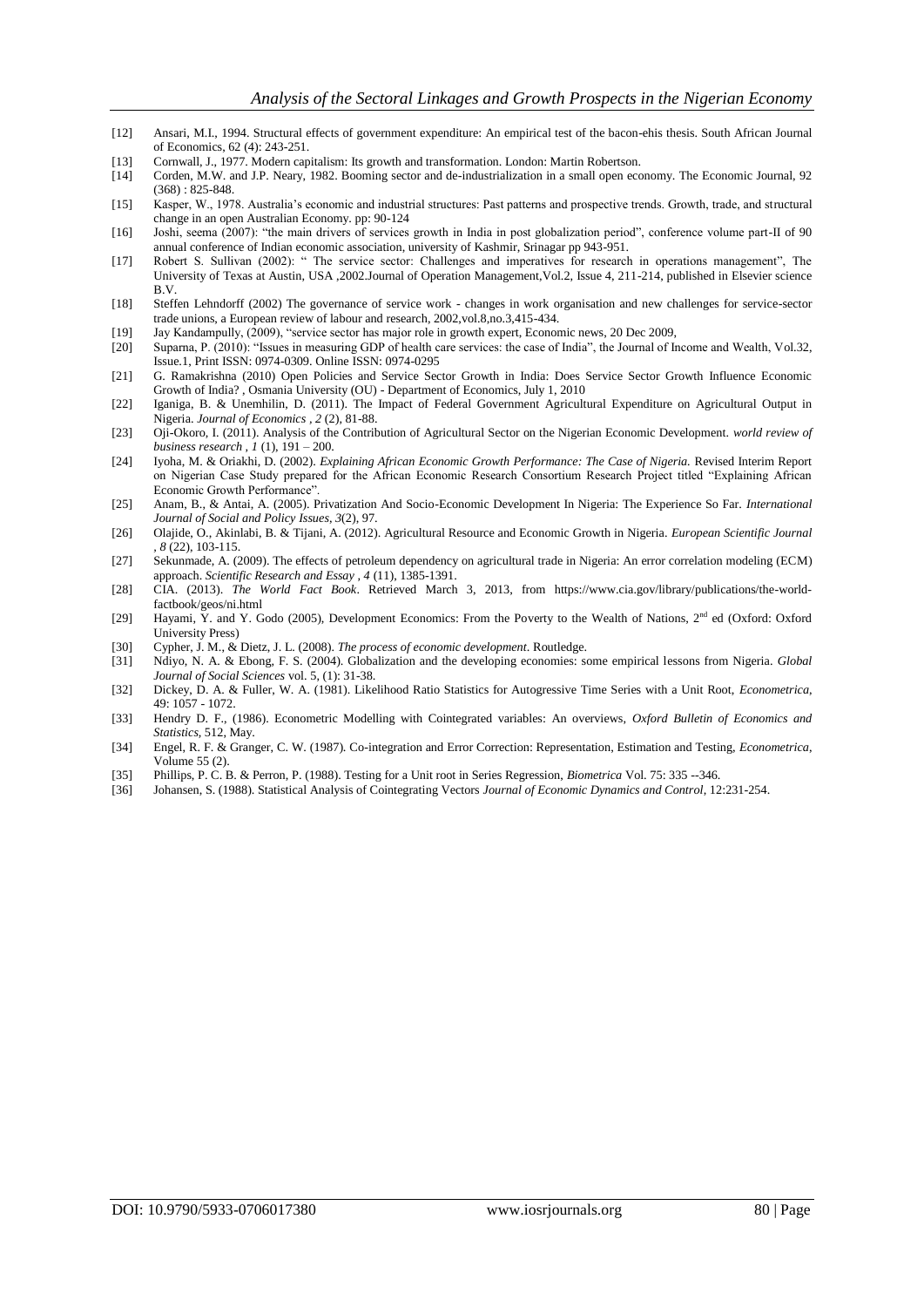[12] Ansari, M.I., 1994. Structural effects of government expenditure: An empirical test of the bacon-ehis thesis. South African Journal of Economics, 62 (4): 243-251.

[13] Cornwall, J., 1977. Modern capitalism: Its growth and transformation. London: Martin Robertson.

[14] Corden, M.W. and J.P. Neary, 1982. Booming sector and de-industrialization in a small open economy. The Economic Journal, 92 (368) : 825-848.

[15] Kasper, W., 1978. Australia's economic and industrial structures: Past patterns and prospective trends. Growth, trade, and structural change in an open Australian Economy. pp: 90-124

[16] Joshi, seema (2007): "the main drivers of services growth in India in post globalization period", conference volume part-II of 90 annual conference of Indian economic association, university of Kashmir, Srinagar pp 943-951.

[17] Robert S. Sullivan (2002): " The service sector: Challenges and imperatives for research in operations management", The University of Texas at Austin, USA ,2002.Journal of Operation Management,Vol.2, Issue 4, 211-214, published in Elsevier science B.V.

[18] Steffen Lehndorff (2002) The governance of service work - changes in work organisation and new challenges for service-sector trade unions, a European review of labour and research, 2002,vol.8,no.3,415-434.

[19] Jay Kandampully, (2009), "service sector has major role in growth expert, Economic news, 20 Dec 2009,

[20] Suparna, P. (2010): "Issues in measuring GDP of health care services: the case of India", the Journal of Income and Wealth, Vol.32, Issue.1, Print ISSN: 0974-0309. Online ISSN: 0974-0295

[21] G. Ramakrishna (2010) Open Policies and Service Sector Growth in India: Does Service Sector Growth Influence Economic Growth of India? , Osmania University (OU) - Department of Economics, July 1, 2010

[22] Iganiga, B. & Unemhilin, D. (2011). The Impact of Federal Government Agricultural Expenditure on Agricultural Output in Nigeria. *Journal of Economics , 2* (2), 81-88.

[23] Oji-Okoro, I. (2011). Analysis of the Contribution of Agricultural Sector on the Nigerian Economic Development. *world review of business research , 1* (1), 191 – 200.

[24] Iyoha, M. & Oriakhi, D. (2002). *Explaining African Economic Growth Performance: The Case of Nigeria.* Revised Interim Report on Nigerian Case Study prepared for the African Economic Research Consortium Research Project titled "Explaining African Economic Growth Performance".

[25] Anam, B., & Antai, A. (2005). Privatization And Socio-Economic Development In Nigeria: The Experience So Far. *International Journal of Social and Policy Issues, 3*(2), 97.

[26] Olajide, O., Akinlabi, B. & Tijani, A. (2012). Agricultural Resource and Economic Growth in Nigeria. *European Scientific Journal , 8* (22), 103-115.

[27] Sekunmade, A. (2009). The effects of petroleum dependency on agricultural trade in Nigeria: An error correlation modeling (ECM) approach. *Scientific Research and Essay , 4* (11), 1385-1391.

[28] CIA. (2013). *The World Fact Book*. Retrieved March 3, 2013, from https://www.cia.gov/library/publications/the-world-factbook/geos/ni.html

[29] Hayami, Y. and Y. Godo (2005), Development Economics: From the Poverty to the Wealth of Nations, 2nd ed (Oxford: Oxford University Press)

[30] Cypher, J. M., & Dietz, J. L. (2008). *The process of economic development*. Routledge.

[31] Ndiyo, N. A. & Ebong, F. S. (2004). Globalization and the developing economies: some empirical lessons from Nigeria. *Global Journal of Social Sciences* vol. 5, (1): 31-38.

[32] Dickey, D. A. & Fuller, W. A. (1981). Likelihood Ratio Statistics for Autogressive Time Series with a Unit Root, *Econometrica*, 49: 1057 - 1072.

[33] Hendry D. F., (1986). Econometric Modelling with Cointegrated variables: An overviews, *Oxford Bulletin of Economics and Statistics*, 512, May.

[34] Engel, R. F. & Granger, C. W. (1987). Co-integration and Error Correction: Representation, Estimation and Testing, *Econometrica*, Volume 55 (2).

[35] Phillips, P. C. B. & Perron, P. (1988). Testing for a Unit root in Series Regression, *Biometrica* Vol. 75: 335 --346.

[36] Johansen, S. (1988). Statistical Analysis of Cointegrating Vectors *Journal of Economic Dynamics and Control*, 12:231-254.